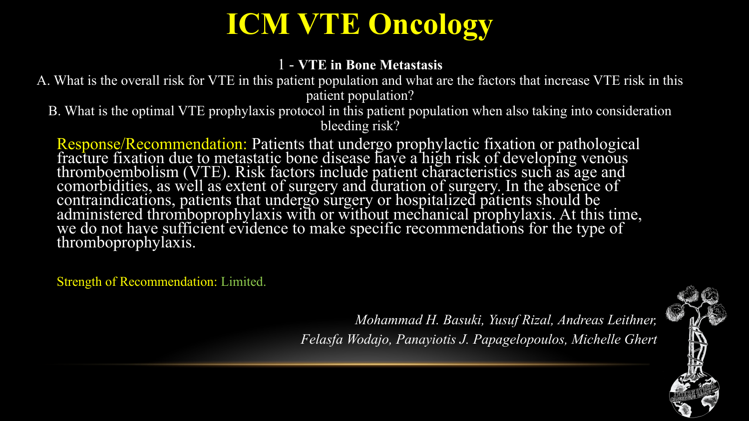# ICM VTE Oncology

## 1 - **VTE in Bone Metastasis**

A. What is the overall risk for VTE in this patient population and what are the factors that increase VTE risk in this patient population?

B. What is the optimal VTE prophylaxis protocol in this patient population when also taking into consideration bleeding risk?

Response/Recommendation: Patients that undergo prophylactic fixation or pathological fracture fixation due to metastatic bone disease have a high risk of developing venous thromboembolism (VTE). Risk factors include patient characteristics such as age and comorbidities, as well as extent of surgery and duration of surgery. In the absence of contraindications, patients that undergo surgery or hospitalized patients should be administered thromboprophylaxis with or without mechanical prophylaxis. At this time, we do not have sufficient evidence to make specific recommendations for the type of thromboprophylaxis.

Strength of Recommendation: Limited.

*Mohammad H. Basuki, Yusuf Rizal, Andreas Leithner, Felasfa Wodajo, Panayiotis J. Papagelopoulos, Michelle Ghert*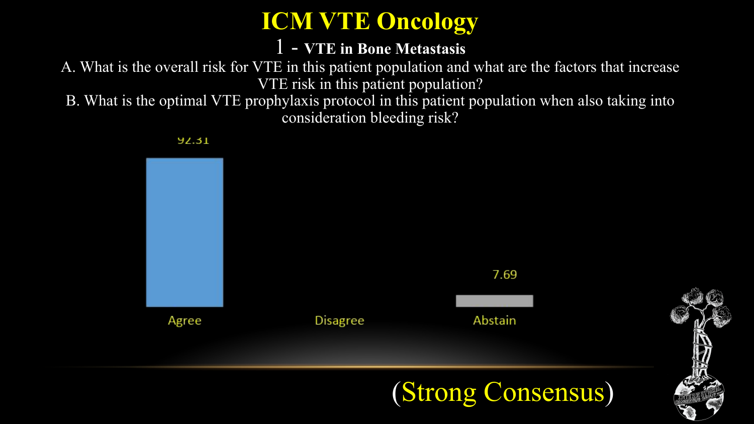# ICM VTE Oncology

## 1 - VTE in Bone Metastasis

A. What is the overall risk for VTE in this patient population and what are the factors that increase VTE risk in this patient population?

B. What is the optimal VTE prophylaxis protocol in this patient population when also taking into consideration bleeding risk?

| Agree | Disagree | Abstain |
| --- | --- | --- |
| 92.31 | | 7.69 |

(Strong Consensus)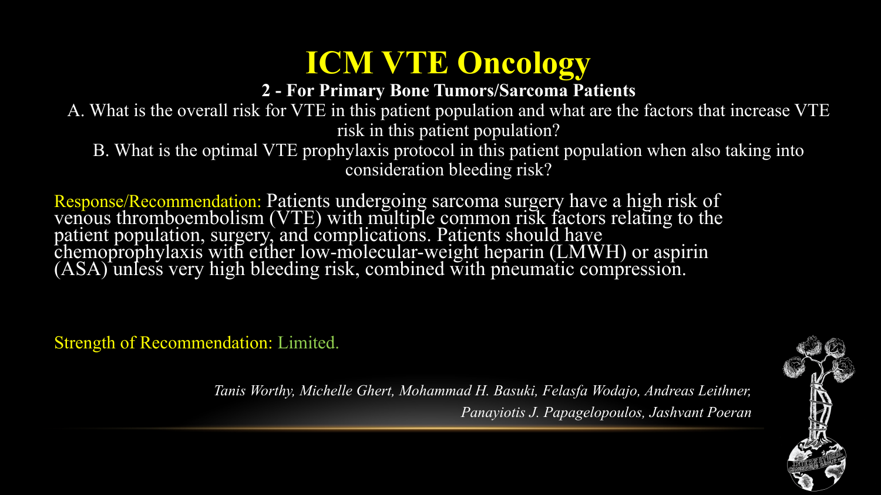# ICM VTE Oncology

**2 - For Primary Bone Tumors/Sarcoma Patients**

A. What is the overall risk for VTE in this patient population and what are the factors that increase VTE risk in this patient population?

B. What is the optimal VTE prophylaxis protocol in this patient population when also taking into consideration bleeding risk?

Response/Recommendation: Patients undergoing sarcoma surgery have a high risk of venous thromboembolism (VTE) with multiple common risk factors relating to the patient population, surgery, and complications. Patients should have chemoprophylaxis with either low-molecular-weight heparin (LMWH) or aspirin (ASA) unless very high bleeding risk, combined with pneumatic compression.

Strength of Recommendation: Limited.

*Tanis Worthy, Michelle Ghert, Mohammad H. Basuki, Felasfa Wodajo, Andreas Leithner, Panayiotis J. Papagelopoulos, Jashvant Poeran*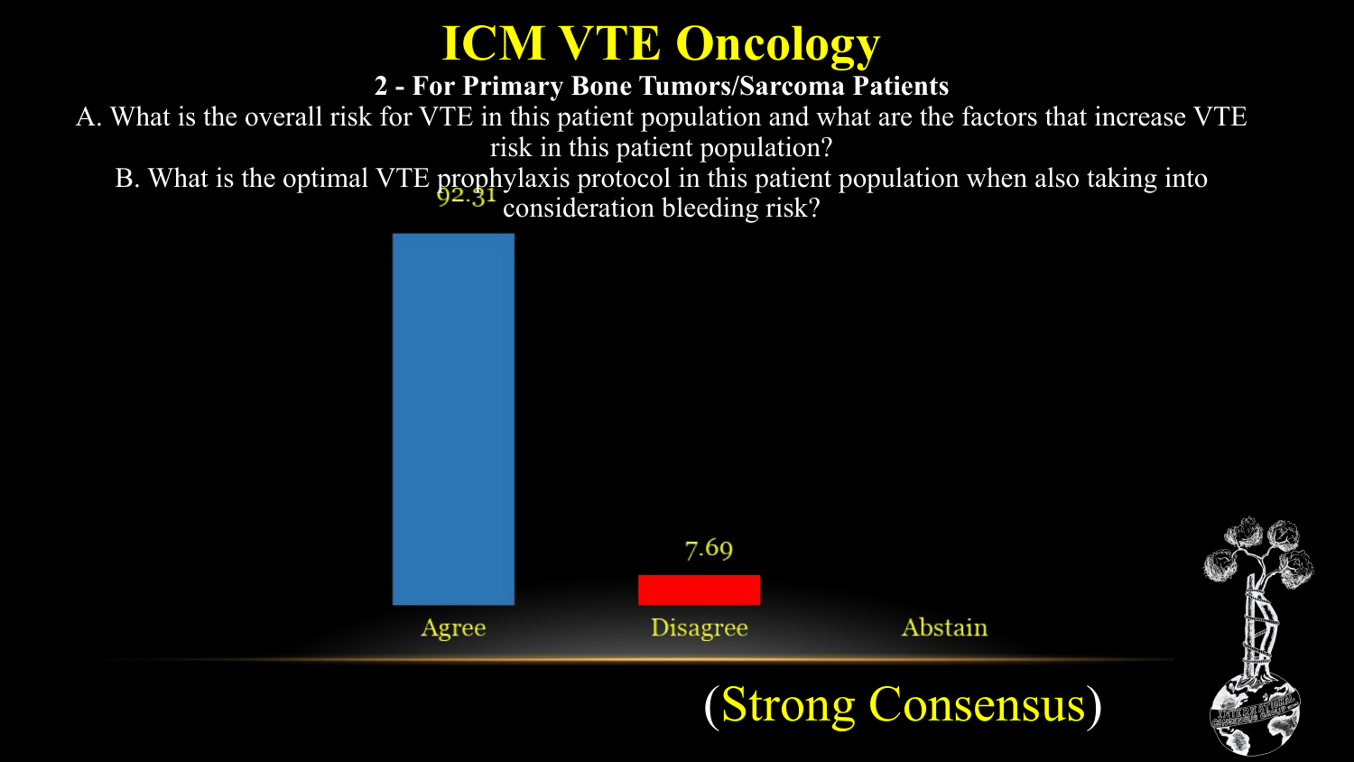# ICM VTE Oncology

**2 - For Primary Bone Tumors/Sarcoma Patients**

A. What is the overall risk for VTE in this patient population and what are the factors that increase VTE risk in this patient population?

B. What is the optimal VTE prophylaxis protocol in this patient population when also taking into consideration bleeding risk?

| Response | % |
|---|---|
| Agree | 92.31 |
| Disagree | 7.69 |
| Abstain | |

(Strong Consensus)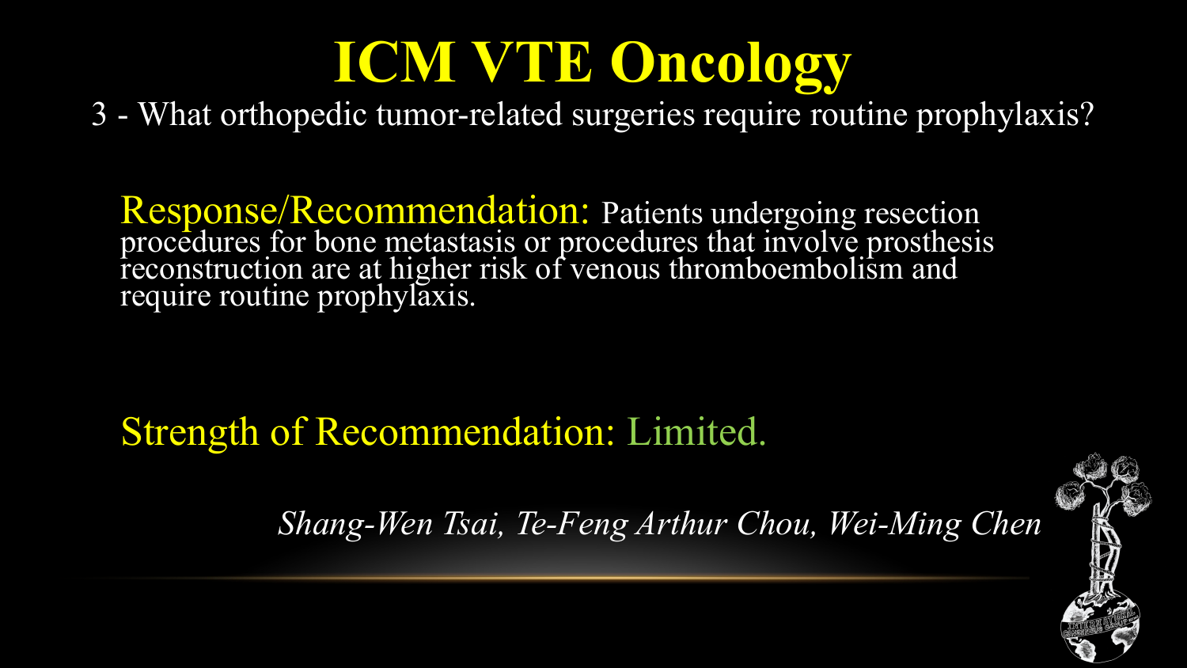# ICM VTE Oncology

3 - What orthopedic tumor-related surgeries require routine prophylaxis?

Response/Recommendation: Patients undergoing resection procedures for bone metastasis or procedures that involve prosthesis reconstruction are at higher risk of venous thromboembolism and require routine prophylaxis.

Strength of Recommendation: Limited.

*Shang-Wen Tsai, Te-Feng Arthur Chou, Wei-Ming Chen*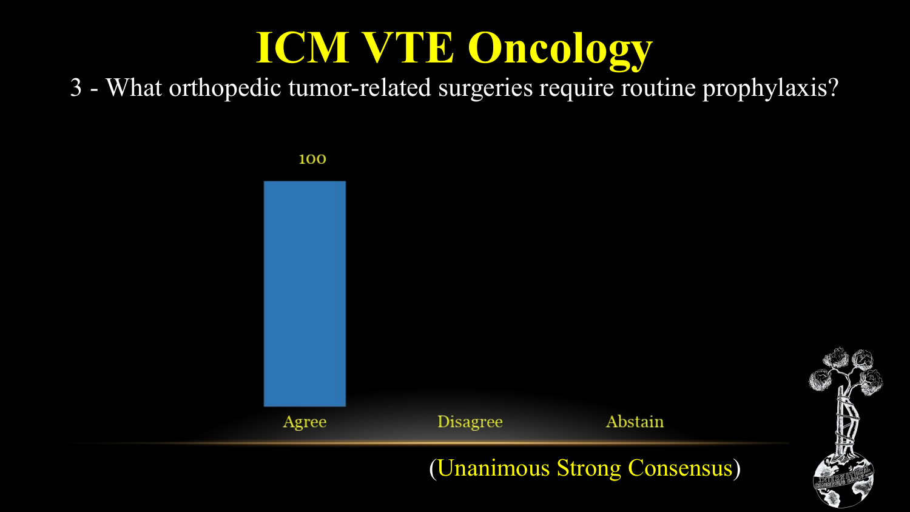# ICM VTE Oncology

3 - What orthopedic tumor-related surgeries require routine prophylaxis?

| Agree | Disagree | Abstain |
|---|---|---|
| 100 | | |

(Unanimous Strong Consensus)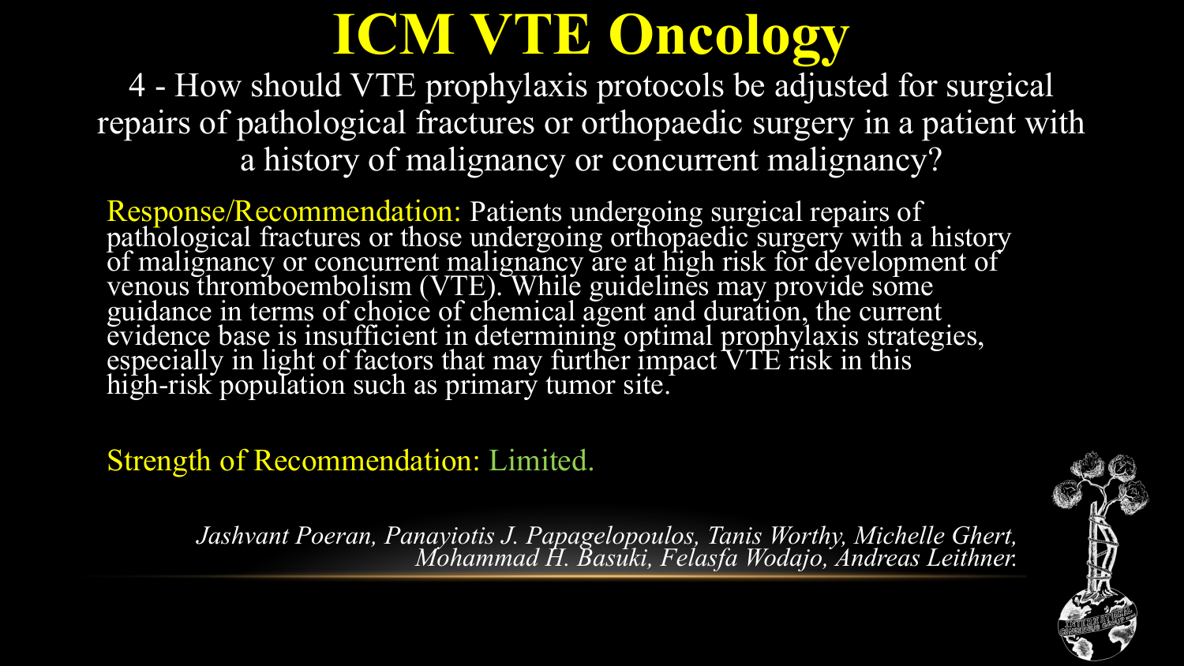# ICM VTE Oncology

4 - How should VTE prophylaxis protocols be adjusted for surgical repairs of pathological fractures or orthopaedic surgery in a patient with a history of malignancy or concurrent malignancy?

Response/Recommendation: Patients undergoing surgical repairs of pathological fractures or those undergoing orthopaedic surgery with a history of malignancy or concurrent malignancy are at high risk for development of venous thromboembolism (VTE). While guidelines may provide some guidance in terms of choice of chemical agent and duration, the current evidence base is insufficient in determining optimal prophylaxis strategies, especially in light of factors that may further impact VTE risk in this high-risk population such as primary tumor site.

Strength of Recommendation: Limited.

*Jashvant Poeran, Panayiotis J. Papagelopoulos, Tanis Worthy, Michelle Ghert, Mohammad H. Basuki, Felasfa Wodajo, Andreas Leithner.*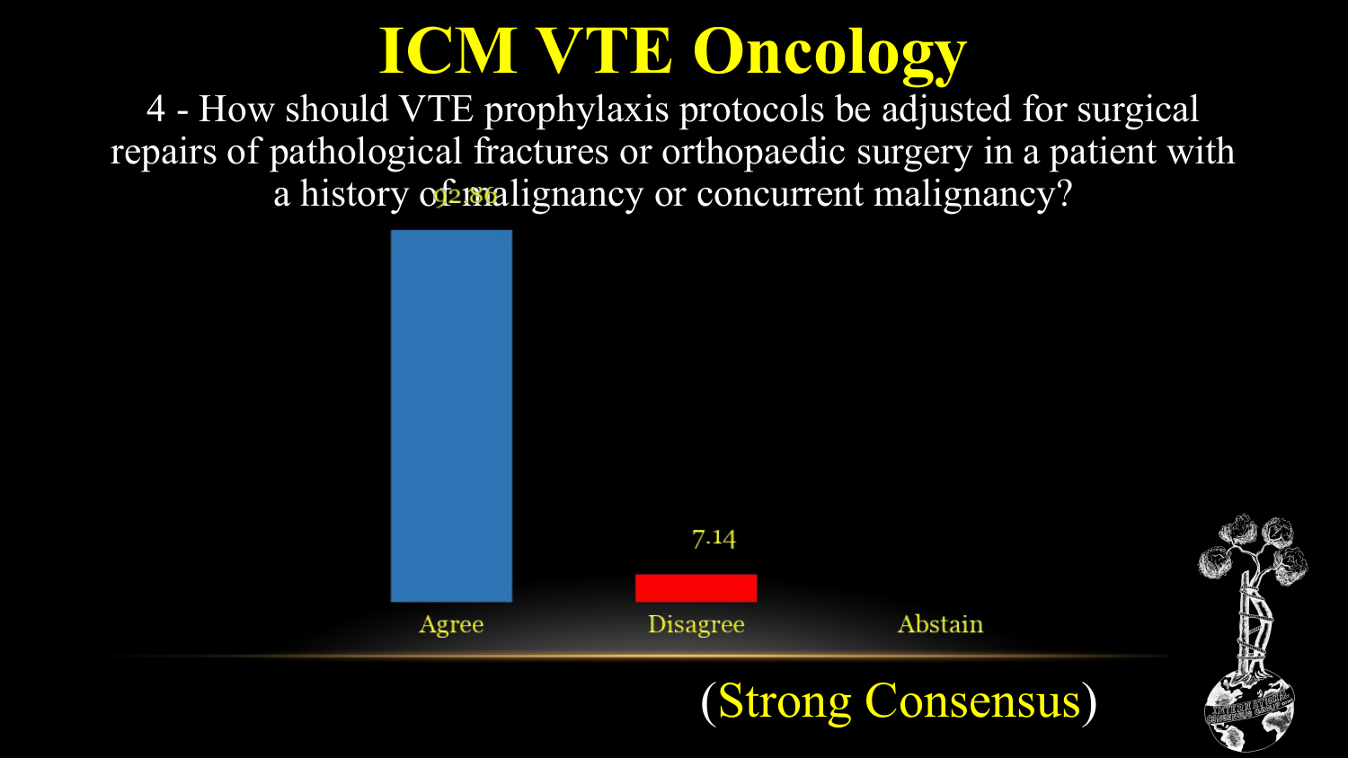# ICM VTE Oncology

4 - How should VTE prophylaxis protocols be adjusted for surgical repairs of pathological fractures or orthopaedic surgery in a patient with a history of malignancy or concurrent malignancy?

92.86

7.14

Agree

Disagree

Abstain

(Strong Consensus)